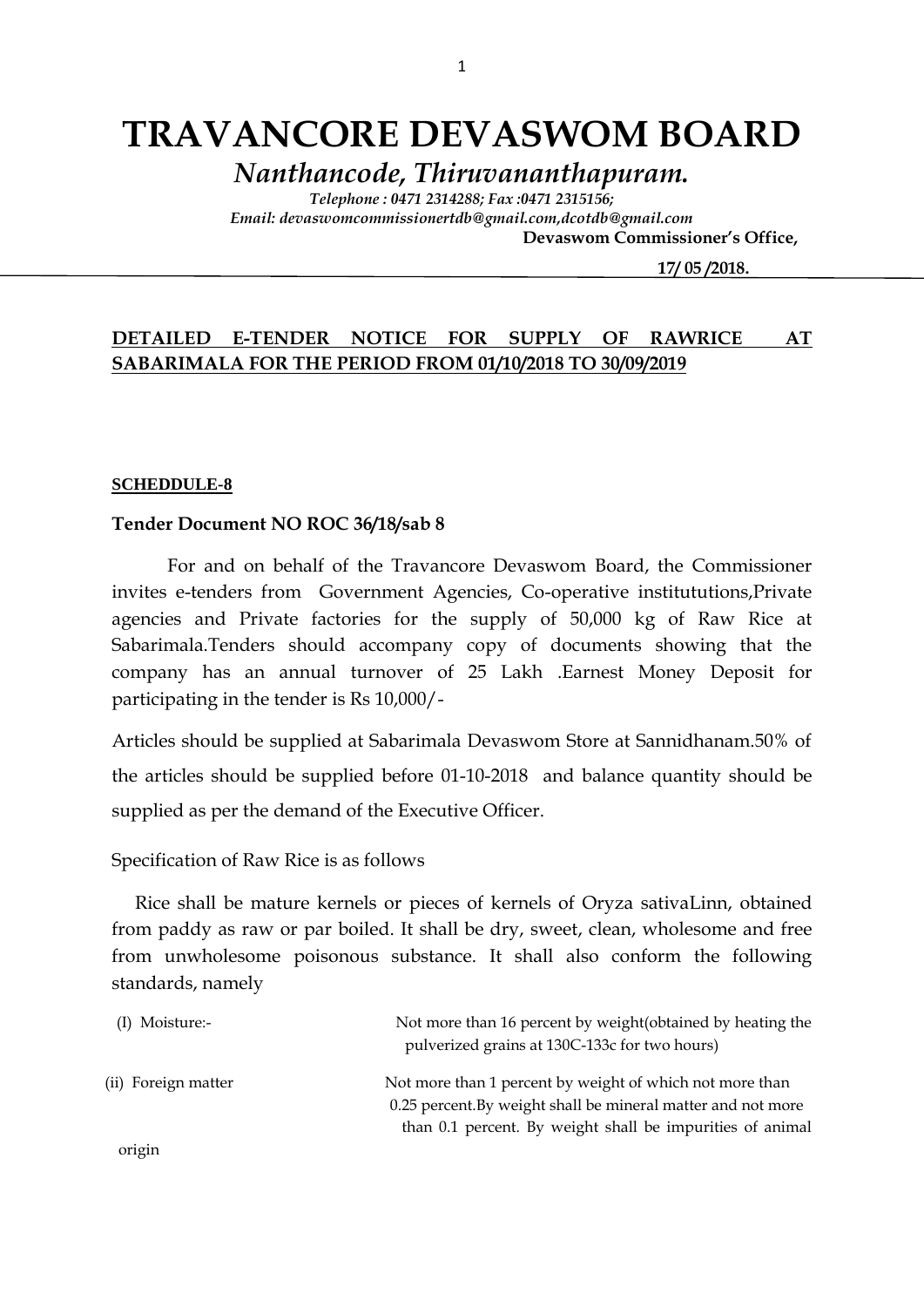# TRAVANCORE DEVASWOM BOARD

## *Nanthancode, Thiruvananthapuram.*

***Telephone : 0471 2314288; Fax :0471 2315156;***
***Email: devaswomcommissionertdb@gmail.com,dcotdb@gmail.com***

**Devaswom Commissioner's Office,**

**17/ 05 /2018.**

---

**DETAILED E-TENDER NOTICE FOR SUPPLY OF RAWRICE AT SABARIMALA FOR THE PERIOD FROM 01/10/2018 TO 30/09/2019**

**SCHEDDULE-8**

**Tender Document NO ROC 36/18/sab 8**

For and on behalf of the Travancore Devaswom Board, the Commissioner invites e-tenders from Government Agencies, Co-operative institututions,Private agencies and Private factories for the supply of 50,000 kg of Raw Rice at Sabarimala.Tenders should accompany copy of documents showing that the company has an annual turnover of 25 Lakh .Earnest Money Deposit for participating in the tender is Rs 10,000/-

Articles should be supplied at Sabarimala Devaswom Store at Sannidhanam.50% of the articles should be supplied before 01-10-2018 and balance quantity should be supplied as per the demand of the Executive Officer.

Specification of Raw Rice is as follows

Rice shall be mature kernels or pieces of kernels of Oryza sativaLinn, obtained from paddy as raw or par boiled. It shall be dry, sweet, clean, wholesome and free from unwholesome poisonous substance. It shall also conform the following standards, namely

(I) Moisture:- Not more than 16 percent by weight(obtained by heating the pulverized grains at 130C-133c for two hours)

(ii) Foreign matter Not more than 1 percent by weight of which not more than 0.25 percent.By weight shall be mineral matter and not more than 0.1 percent. By weight shall be impurities of animal origin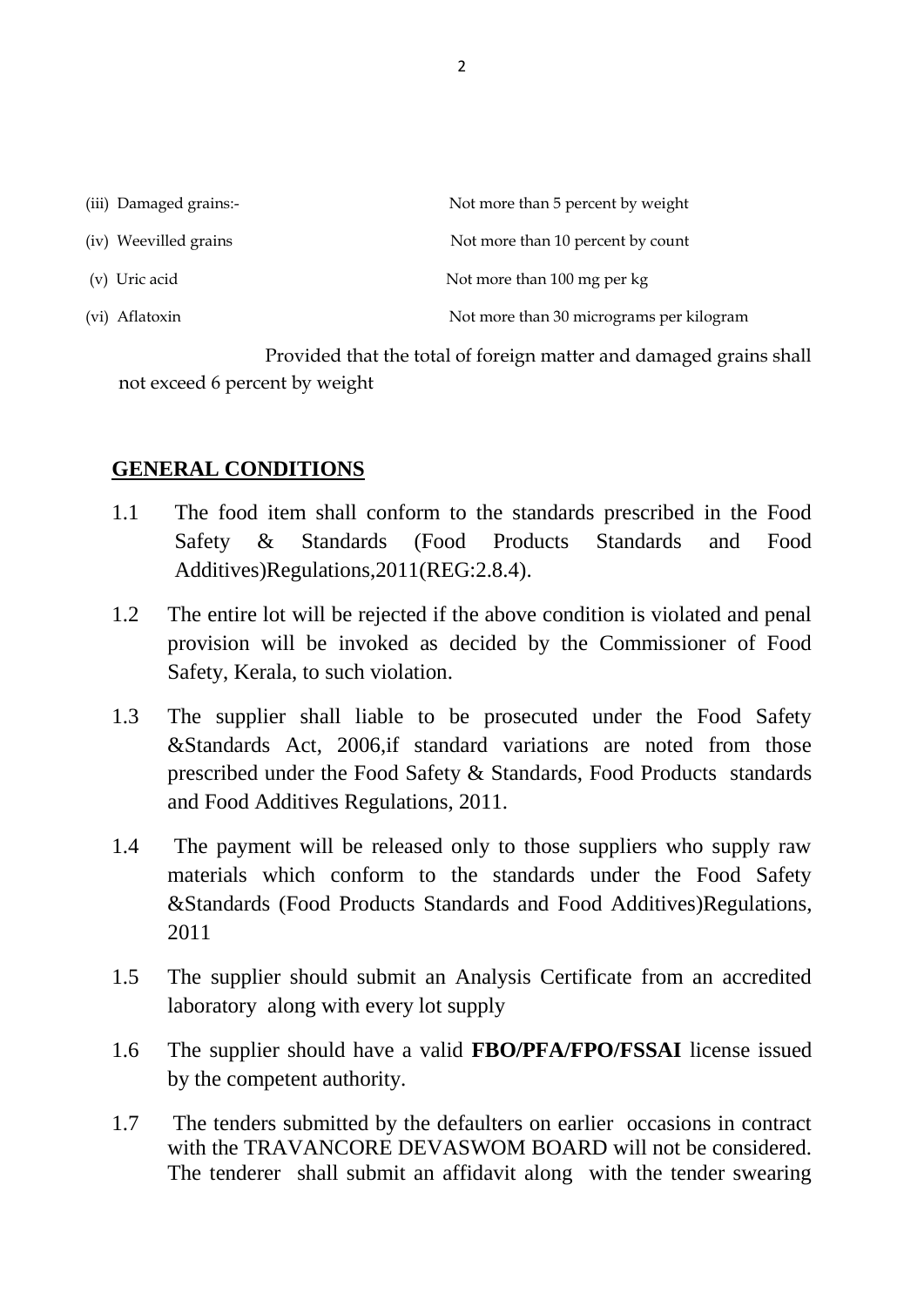| | |
|---|---|
| (iii) Damaged grains:- | Not more than 5 percent by weight |
| (iv) Weevilled grains | Not more than 10 percent by count |
| (v) Uric acid | Not more than 100 mg per kg |
| (vi) Aflatoxin | Not more than 30 micrograms per kilogram |

Provided that the total of foreign matter and damaged grains shall not exceed 6 percent by weight

## GENERAL CONDITIONS

1.1 The food item shall conform to the standards prescribed in the Food Safety & Standards (Food Products Standards and Food Additives)Regulations,2011(REG:2.8.4).

1.2 The entire lot will be rejected if the above condition is violated and penal provision will be invoked as decided by the Commissioner of Food Safety, Kerala, to such violation.

1.3 The supplier shall liable to be prosecuted under the Food Safety &Standards Act, 2006,if standard variations are noted from those prescribed under the Food Safety & Standards, Food Products standards and Food Additives Regulations, 2011.

1.4 The payment will be released only to those suppliers who supply raw materials which conform to the standards under the Food Safety &Standards (Food Products Standards and Food Additives)Regulations, 2011

1.5 The supplier should submit an Analysis Certificate from an accredited laboratory along with every lot supply

1.6 The supplier should have a valid **FBO/PFA/FPO/FSSAI** license issued by the competent authority.

1.7 The tenders submitted by the defaulters on earlier occasions in contract with the TRAVANCORE DEVASWOM BOARD will not be considered. The tenderer shall submit an affidavit along with the tender swearing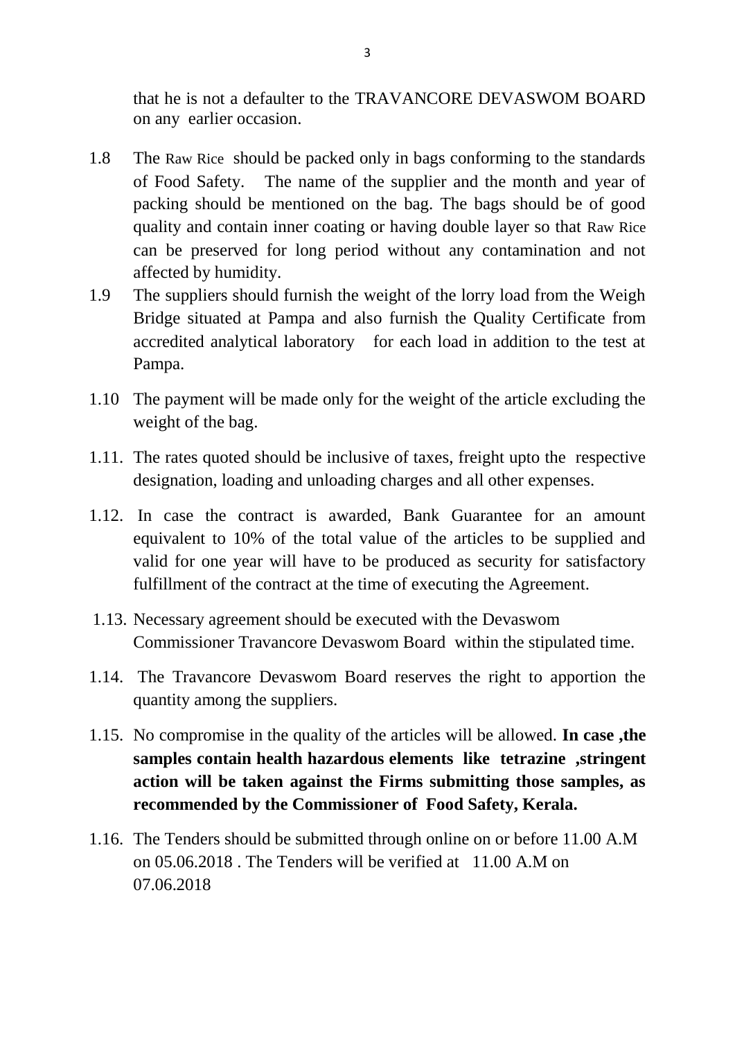that he is not a defaulter to the TRAVANCORE DEVASWOM BOARD on any earlier occasion.

1.8 The Raw Rice should be packed only in bags conforming to the standards of Food Safety. The name of the supplier and the month and year of packing should be mentioned on the bag. The bags should be of good quality and contain inner coating or having double layer so that Raw Rice can be preserved for long period without any contamination and not affected by humidity.

1.9 The suppliers should furnish the weight of the lorry load from the Weigh Bridge situated at Pampa and also furnish the Quality Certificate from accredited analytical laboratory for each load in addition to the test at Pampa.

1.10 The payment will be made only for the weight of the article excluding the weight of the bag.

1.11. The rates quoted should be inclusive of taxes, freight upto the respective designation, loading and unloading charges and all other expenses.

1.12. In case the contract is awarded, Bank Guarantee for an amount equivalent to 10% of the total value of the articles to be supplied and valid for one year will have to be produced as security for satisfactory fulfillment of the contract at the time of executing the Agreement.

1.13. Necessary agreement should be executed with the Devaswom Commissioner Travancore Devaswom Board within the stipulated time.

1.14. The Travancore Devaswom Board reserves the right to apportion the quantity among the suppliers.

1.15. No compromise in the quality of the articles will be allowed. **In case ,the samples contain health hazardous elements like tetrazine ,stringent action will be taken against the Firms submitting those samples, as recommended by the Commissioner of Food Safety, Kerala.**

1.16. The Tenders should be submitted through online on or before 11.00 A.M on 05.06.2018 . The Tenders will be verified at 11.00 A.M on 07.06.2018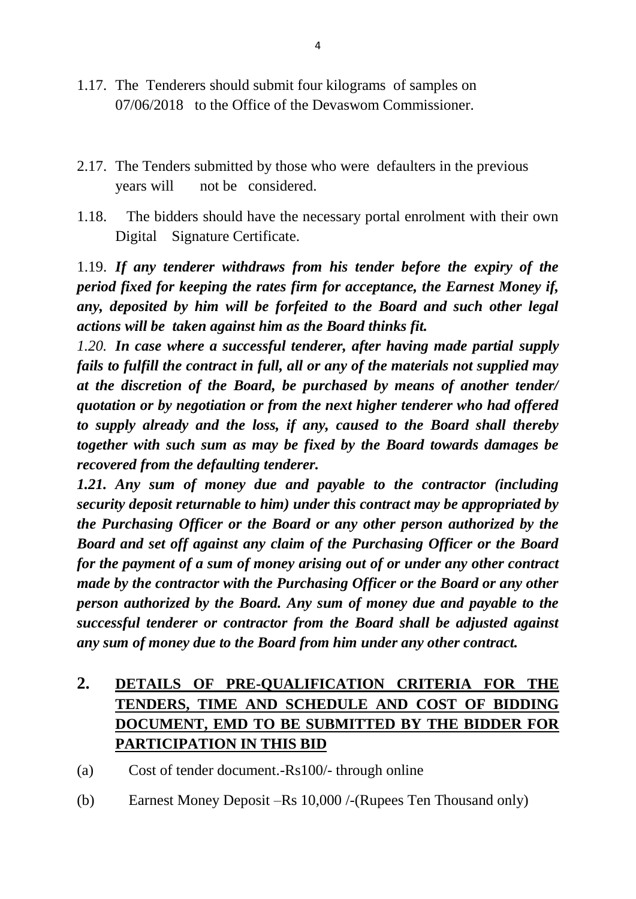1.17. The Tenderers should submit four kilograms of samples on 07/06/2018 to the Office of the Devaswom Commissioner.

2.17. The Tenders submitted by those who were defaulters in the previous years will not be considered.

1.18. The bidders should have the necessary portal enrolment with their own Digital Signature Certificate.

1.19. ***If any tenderer withdraws from his tender before the expiry of the period fixed for keeping the rates firm for acceptance, the Earnest Money if, any, deposited by him will be forfeited to the Board and such other legal actions will be taken against him as the Board thinks fit.***

*1.20.* ***In case where a successful tenderer, after having made partial supply fails to fulfill the contract in full, all or any of the materials not supplied may at the discretion of the Board, be purchased by means of another tender/ quotation or by negotiation or from the next higher tenderer who had offered to supply already and the loss, if any, caused to the Board shall thereby together with such sum as may be fixed by the Board towards damages be recovered from the defaulting tenderer.***

***1.21. Any sum of money due and payable to the contractor (including security deposit returnable to him) under this contract may be appropriated by the Purchasing Officer or the Board or any other person authorized by the Board and set off against any claim of the Purchasing Officer or the Board for the payment of a sum of money arising out of or under any other contract made by the contractor with the Purchasing Officer or the Board or any other person authorized by the Board. Any sum of money due and payable to the successful tenderer or contractor from the Board shall be adjusted against any sum of money due to the Board from him under any other contract.***

## 2. DETAILS OF PRE-QUALIFICATION CRITERIA FOR THE TENDERS, TIME AND SCHEDULE AND COST OF BIDDING DOCUMENT, EMD TO BE SUBMITTED BY THE BIDDER FOR PARTICIPATION IN THIS BID

(a) Cost of tender document.-Rs100/- through online

(b) Earnest Money Deposit –Rs 10,000 /-(Rupees Ten Thousand only)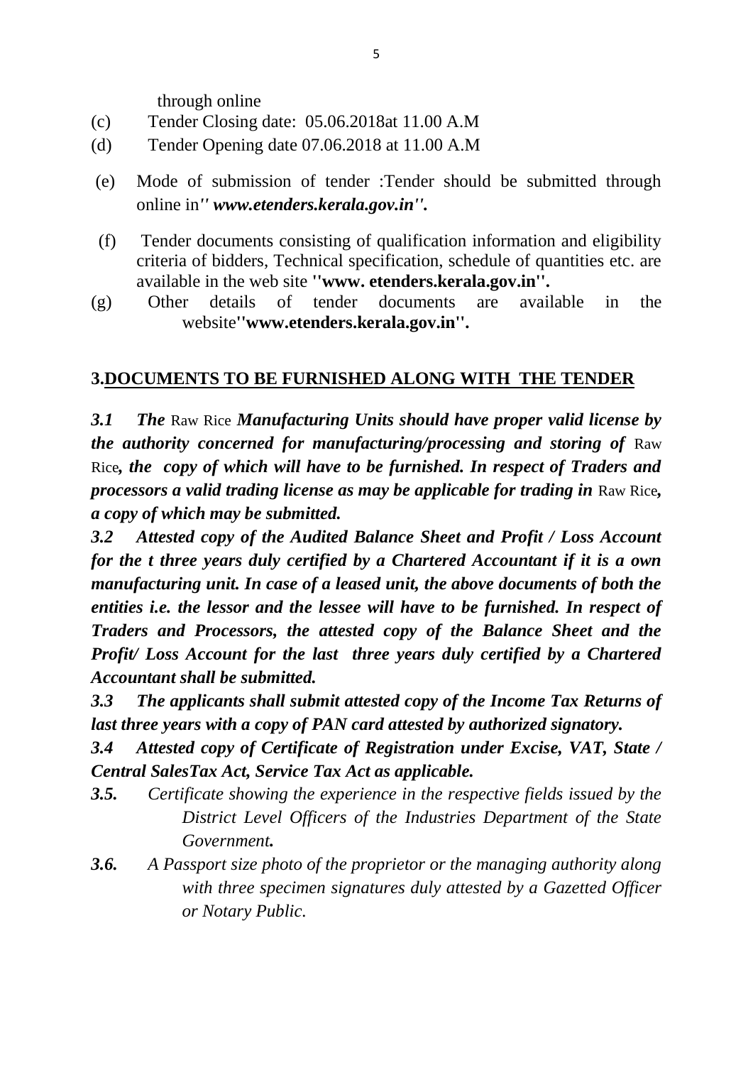through online

(c) Tender Closing date: 05.06.2018at 11.00 A.M

(d) Tender Opening date 07.06.2018 at 11.00 A.M

(e) Mode of submission of tender :Tender should be submitted through online in*'' www.etenders.kerala.gov.in''.*

(f) Tender documents consisting of qualification information and eligibility criteria of bidders, Technical specification, schedule of quantities etc. are available in the web site **''www. etenders.kerala.gov.in''.**

(g) Other details of tender documents are available in the website**''www.etenders.kerala.gov.in''.**

## 3.DOCUMENTS TO BE FURNISHED ALONG WITH THE TENDER

***3.1 The*** Raw Rice ***Manufacturing Units should have proper valid license by the authority concerned for manufacturing/processing and storing of*** Raw Rice***, the copy of which will have to be furnished. In respect of Traders and processors a valid trading license as may be applicable for trading in*** Raw Rice***, a copy of which may be submitted.***

***3.2 Attested copy of the Audited Balance Sheet and Profit / Loss Account for the t three years duly certified by a Chartered Accountant if it is a own manufacturing unit. In case of a leased unit, the above documents of both the entities i.e. the lessor and the lessee will have to be furnished. In respect of Traders and Processors, the attested copy of the Balance Sheet and the Profit/ Loss Account for the last three years duly certified by a Chartered Accountant shall be submitted.***

***3.3 The applicants shall submit attested copy of the Income Tax Returns of last three years with a copy of PAN card attested by authorized signatory.***

***3.4 Attested copy of Certificate of Registration under Excise, VAT, State / Central SalesTax Act, Service Tax Act as applicable.***

***3.5.*** *Certificate showing the experience in the respective fields issued by the District Level Officers of the Industries Department of the State Government****.***

***3.6.*** *A Passport size photo of the proprietor or the managing authority along with three specimen signatures duly attested by a Gazetted Officer or Notary Public.*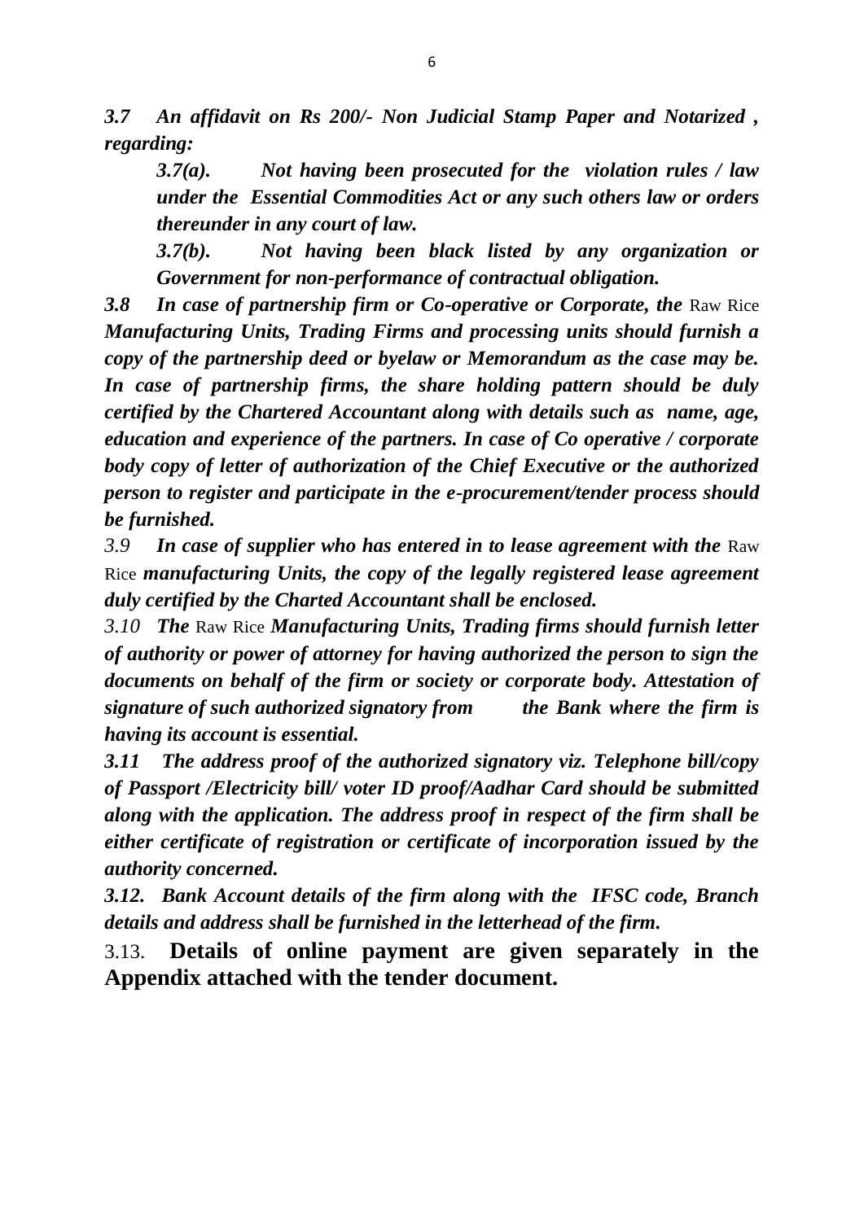***3.7 An affidavit on Rs 200/- Non Judicial Stamp Paper and Notarized , regarding:***

> ***3.7(a). Not having been prosecuted for the violation rules / law under the Essential Commodities Act or any such others law or orders thereunder in any court of law.***
>
> ***3.7(b). Not having been black listed by any organization or Government for non-performance of contractual obligation.***

***3.8 In case of partnership firm or Co-operative or Corporate, the*** Raw Rice ***Manufacturing Units, Trading Firms and processing units should furnish a copy of the partnership deed or byelaw or Memorandum as the case may be. In case of partnership firms, the share holding pattern should be duly certified by the Chartered Accountant along with details such as name, age, education and experience of the partners. In case of Co operative / corporate body copy of letter of authorization of the Chief Executive or the authorized person to register and participate in the e-procurement/tender process should be furnished.***

*3.9* ***In case of supplier who has entered in to lease agreement with the*** Raw Rice ***manufacturing Units, the copy of the legally registered lease agreement duly certified by the Charted Accountant shall be enclosed.***

*3.10* ***The*** Raw Rice ***Manufacturing Units, Trading firms should furnish letter of authority or power of attorney for having authorized the person to sign the documents on behalf of the firm or society or corporate body. Attestation of signature of such authorized signatory from the Bank where the firm is having its account is essential.***

***3.11 The address proof of the authorized signatory viz. Telephone bill/copy of Passport /Electricity bill/ voter ID proof/Aadhar Card should be submitted along with the application. The address proof in respect of the firm shall be either certificate of registration or certificate of incorporation issued by the authority concerned.***

***3.12. Bank Account details of the firm along with the IFSC code, Branch details and address shall be furnished in the letterhead of the firm.***

3.13. **Details of online payment are given separately in the Appendix attached with the tender document.**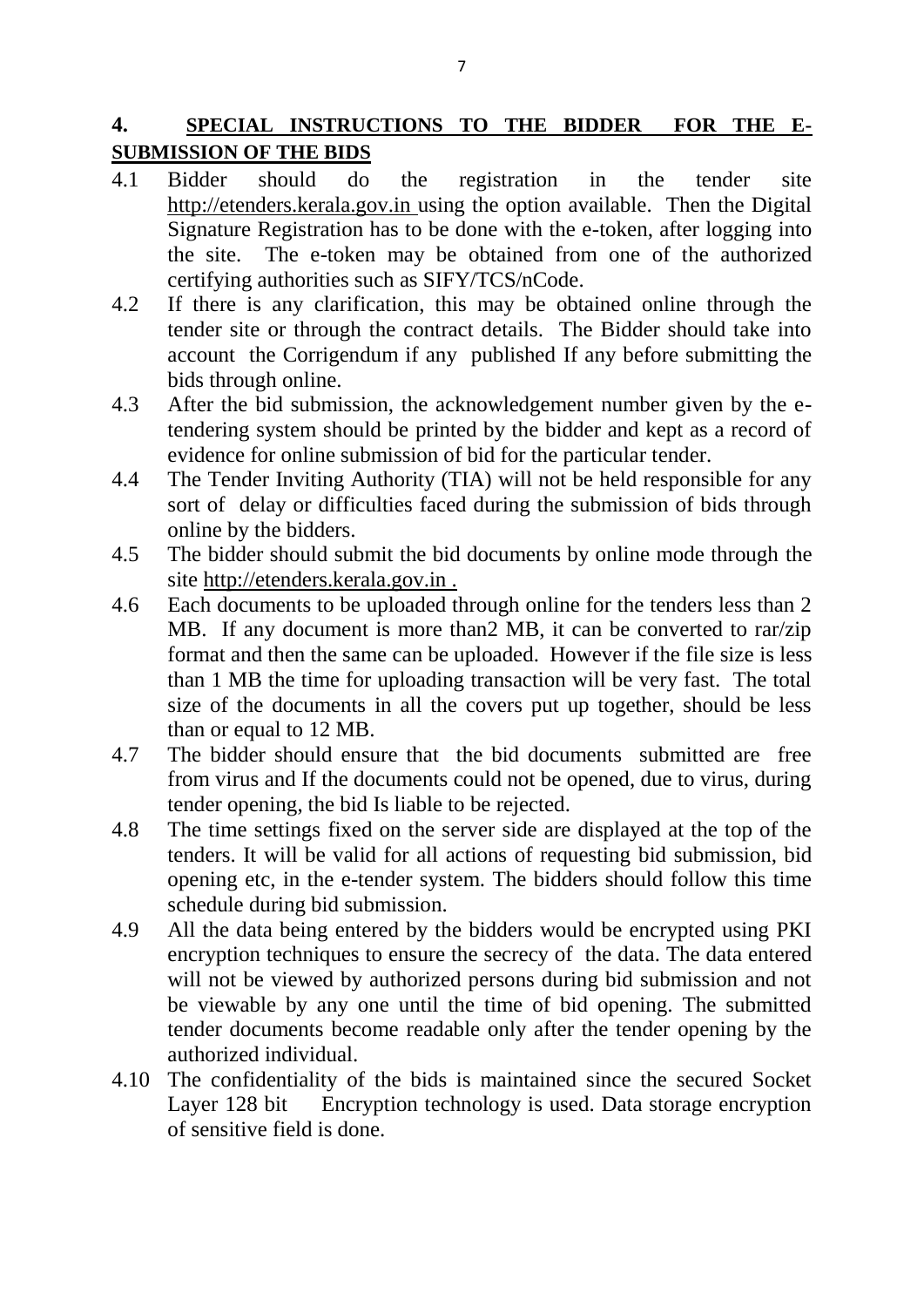## 4. SPECIAL INSTRUCTIONS TO THE BIDDER FOR THE E-SUBMISSION OF THE BIDS

4.1 Bidder should do the registration in the tender site http://etenders.kerala.gov.in using the option available. Then the Digital Signature Registration has to be done with the e-token, after logging into the site. The e-token may be obtained from one of the authorized certifying authorities such as SIFY/TCS/nCode.

4.2 If there is any clarification, this may be obtained online through the tender site or through the contract details. The Bidder should take into account the Corrigendum if any published If any before submitting the bids through online.

4.3 After the bid submission, the acknowledgement number given by the e-tendering system should be printed by the bidder and kept as a record of evidence for online submission of bid for the particular tender.

4.4 The Tender Inviting Authority (TIA) will not be held responsible for any sort of delay or difficulties faced during the submission of bids through online by the bidders.

4.5 The bidder should submit the bid documents by online mode through the site http://etenders.kerala.gov.in .

4.6 Each documents to be uploaded through online for the tenders less than 2 MB. If any document is more than2 MB, it can be converted to rar/zip format and then the same can be uploaded. However if the file size is less than 1 MB the time for uploading transaction will be very fast. The total size of the documents in all the covers put up together, should be less than or equal to 12 MB.

4.7 The bidder should ensure that the bid documents submitted are free from virus and If the documents could not be opened, due to virus, during tender opening, the bid Is liable to be rejected.

4.8 The time settings fixed on the server side are displayed at the top of the tenders. It will be valid for all actions of requesting bid submission, bid opening etc, in the e-tender system. The bidders should follow this time schedule during bid submission.

4.9 All the data being entered by the bidders would be encrypted using PKI encryption techniques to ensure the secrecy of the data. The data entered will not be viewed by authorized persons during bid submission and not be viewable by any one until the time of bid opening. The submitted tender documents become readable only after the tender opening by the authorized individual.

4.10 The confidentiality of the bids is maintained since the secured Socket Layer 128 bit Encryption technology is used. Data storage encryption of sensitive field is done.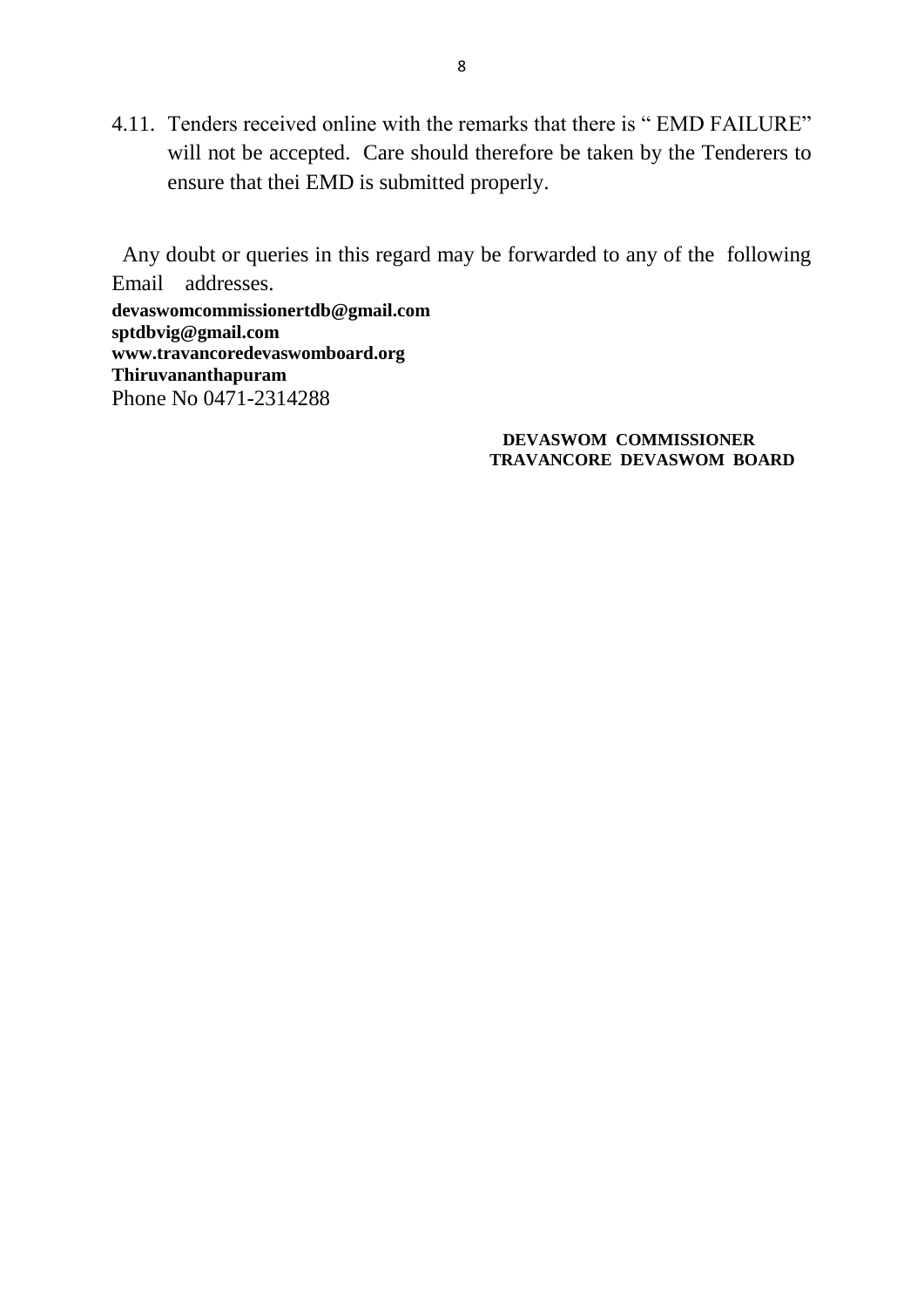4.11. Tenders received online with the remarks that there is " EMD FAILURE" will not be accepted. Care should therefore be taken by the Tenderers to ensure that thei EMD is submitted properly.

Any doubt or queries in this regard may be forwarded to any of the following Email addresses.

**devaswomcommissionertdb@gmail.com**
**sptdbvig@gmail.com**
**www.travancoredevaswomboard.org**
**Thiruvananthapuram**
Phone No 0471-2314288

**DEVASWOM COMMISSIONER**
**TRAVANCORE DEVASWOM BOARD**